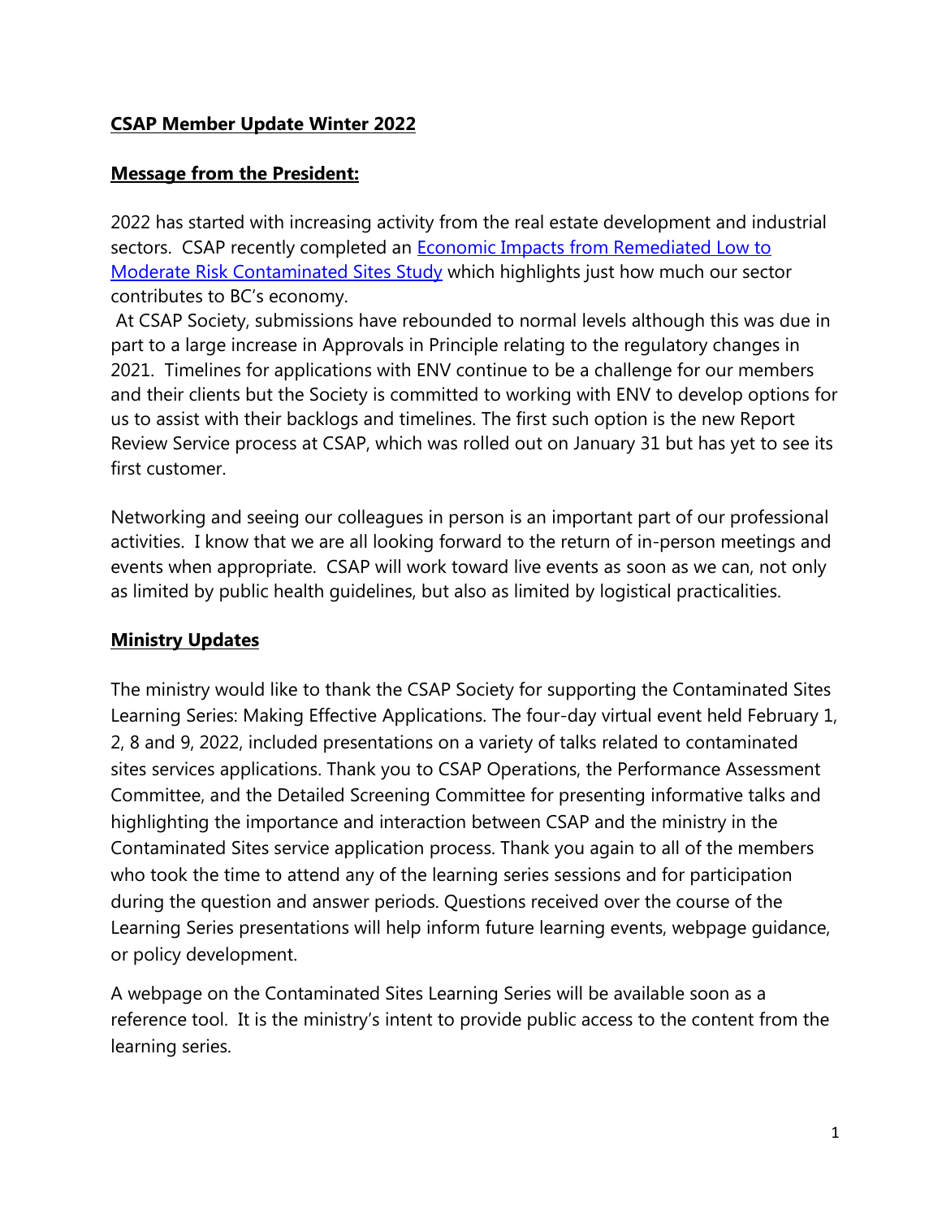## CSAP Member Update Winter 2022

### Message from the President:

2022 has started with increasing activity from the real estate development and industrial sectors. CSAP recently completed an [Economic Impacts from Remediated Low to Moderate Risk Contaminated Sites Study] which highlights just how much our sector contributes to BC's economy.

At CSAP Society, submissions have rebounded to normal levels although this was due in part to a large increase in Approvals in Principle relating to the regulatory changes in 2021. Timelines for applications with ENV continue to be a challenge for our members and their clients but the Society is committed to working with ENV to develop options for us to assist with their backlogs and timelines. The first such option is the new Report Review Service process at CSAP, which was rolled out on January 31 but has yet to see its first customer.

Networking and seeing our colleagues in person is an important part of our professional activities. I know that we are all looking forward to the return of in-person meetings and events when appropriate. CSAP will work toward live events as soon as we can, not only as limited by public health guidelines, but also as limited by logistical practicalities.

### Ministry Updates

The ministry would like to thank the CSAP Society for supporting the Contaminated Sites Learning Series: Making Effective Applications. The four-day virtual event held February 1, 2, 8 and 9, 2022, included presentations on a variety of talks related to contaminated sites services applications. Thank you to CSAP Operations, the Performance Assessment Committee, and the Detailed Screening Committee for presenting informative talks and highlighting the importance and interaction between CSAP and the ministry in the Contaminated Sites service application process. Thank you again to all of the members who took the time to attend any of the learning series sessions and for participation during the question and answer periods. Questions received over the course of the Learning Series presentations will help inform future learning events, webpage guidance, or policy development.

A webpage on the Contaminated Sites Learning Series will be available soon as a reference tool. It is the ministry's intent to provide public access to the content from the learning series.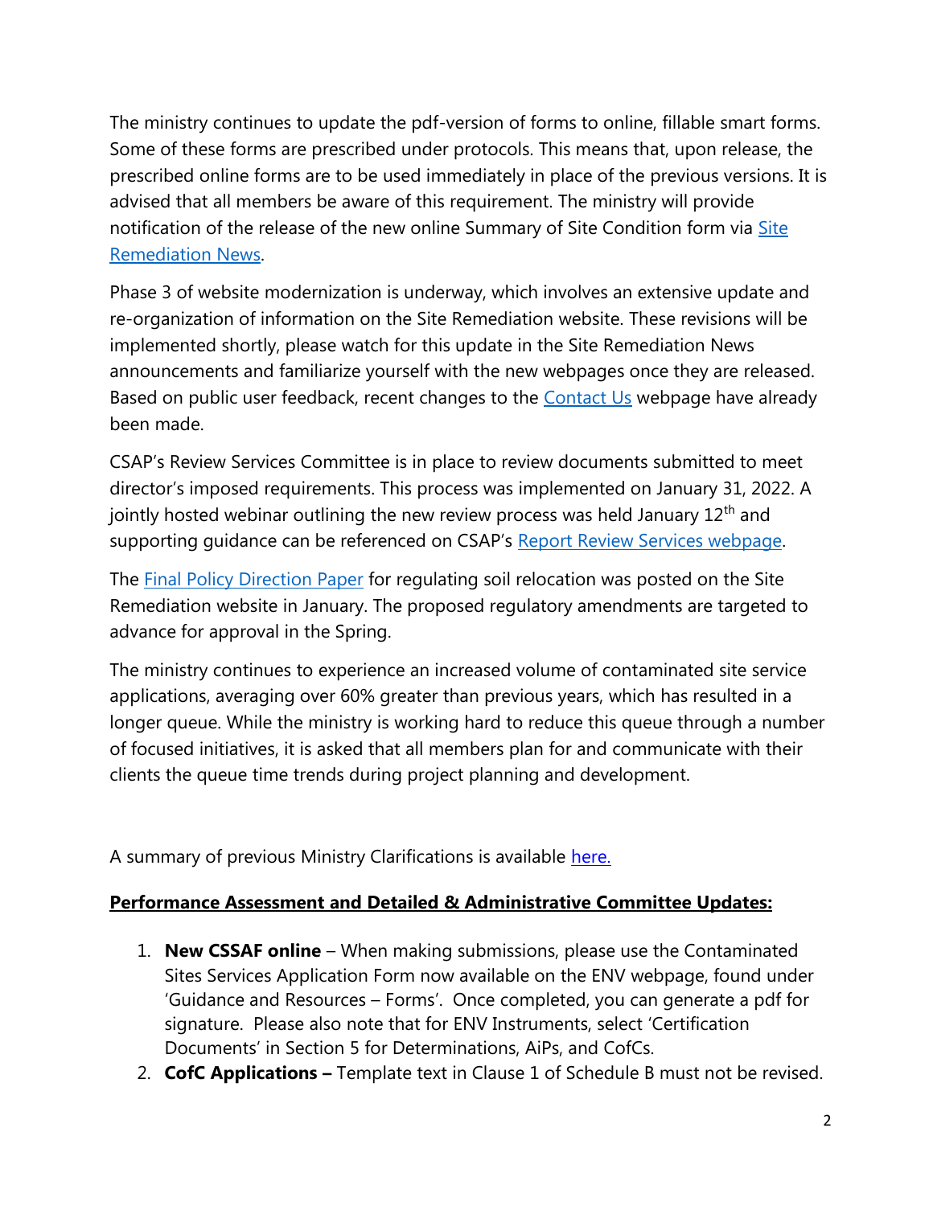The ministry continues to update the pdf-version of forms to online, fillable smart forms. Some of these forms are prescribed under protocols. This means that, upon release, the prescribed online forms are to be used immediately in place of the previous versions. It is advised that all members be aware of this requirement. The ministry will provide notification of the release of the new online Summary of Site Condition form via Site Remediation News.

Phase 3 of website modernization is underway, which involves an extensive update and re-organization of information on the Site Remediation website. These revisions will be implemented shortly, please watch for this update in the Site Remediation News announcements and familiarize yourself with the new webpages once they are released. Based on public user feedback, recent changes to the Contact Us webpage have already been made.

CSAP's Review Services Committee is in place to review documents submitted to meet director's imposed requirements. This process was implemented on January 31, 2022. A jointly hosted webinar outlining the new review process was held January 12th and supporting guidance can be referenced on CSAP's Report Review Services webpage.

The Final Policy Direction Paper for regulating soil relocation was posted on the Site Remediation website in January. The proposed regulatory amendments are targeted to advance for approval in the Spring.

The ministry continues to experience an increased volume of contaminated site service applications, averaging over 60% greater than previous years, which has resulted in a longer queue. While the ministry is working hard to reduce this queue through a number of focused initiatives, it is asked that all members plan for and communicate with their clients the queue time trends during project planning and development.

A summary of previous Ministry Clarifications is available here.

**Performance Assessment and Detailed & Administrative Committee Updates:**

1. **New CSSAF online** – When making submissions, please use the Contaminated Sites Services Application Form now available on the ENV webpage, found under 'Guidance and Resources – Forms'. Once completed, you can generate a pdf for signature. Please also note that for ENV Instruments, select 'Certification Documents' in Section 5 for Determinations, AiPs, and CofCs.
2. **CofC Applications –** Template text in Clause 1 of Schedule B must not be revised.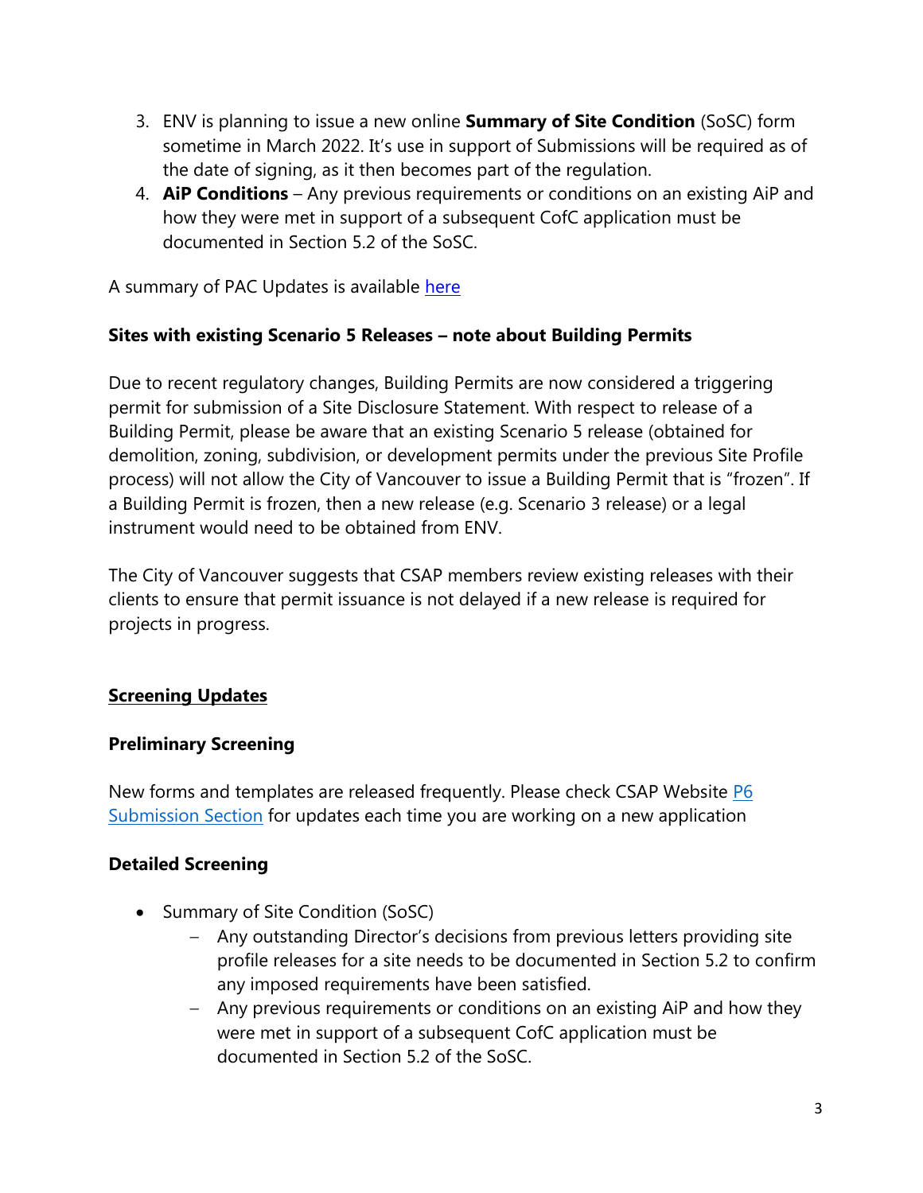3. ENV is planning to issue a new online **Summary of Site Condition** (SoSC) form sometime in March 2022. It's use in support of Submissions will be required as of the date of signing, as it then becomes part of the regulation.
4. **AiP Conditions** – Any previous requirements or conditions on an existing AiP and how they were met in support of a subsequent CofC application must be documented in Section 5.2 of the SoSC.

A summary of PAC Updates is available [here]

**Sites with existing Scenario 5 Releases – note about Building Permits**

Due to recent regulatory changes, Building Permits are now considered a triggering permit for submission of a Site Disclosure Statement. With respect to release of a Building Permit, please be aware that an existing Scenario 5 release (obtained for demolition, zoning, subdivision, or development permits under the previous Site Profile process) will not allow the City of Vancouver to issue a Building Permit that is "frozen". If a Building Permit is frozen, then a new release (e.g. Scenario 3 release) or a legal instrument would need to be obtained from ENV.

The City of Vancouver suggests that CSAP members review existing releases with their clients to ensure that permit issuance is not delayed if a new release is required for projects in progress.

## Screening Updates

### Preliminary Screening

New forms and templates are released frequently. Please check CSAP Website [P6 Submission Section] for updates each time you are working on a new application

### Detailed Screening

- Summary of Site Condition (SoSC)
  - Any outstanding Director's decisions from previous letters providing site profile releases for a site needs to be documented in Section 5.2 to confirm any imposed requirements have been satisfied.
  - Any previous requirements or conditions on an existing AiP and how they were met in support of a subsequent CofC application must be documented in Section 5.2 of the SoSC.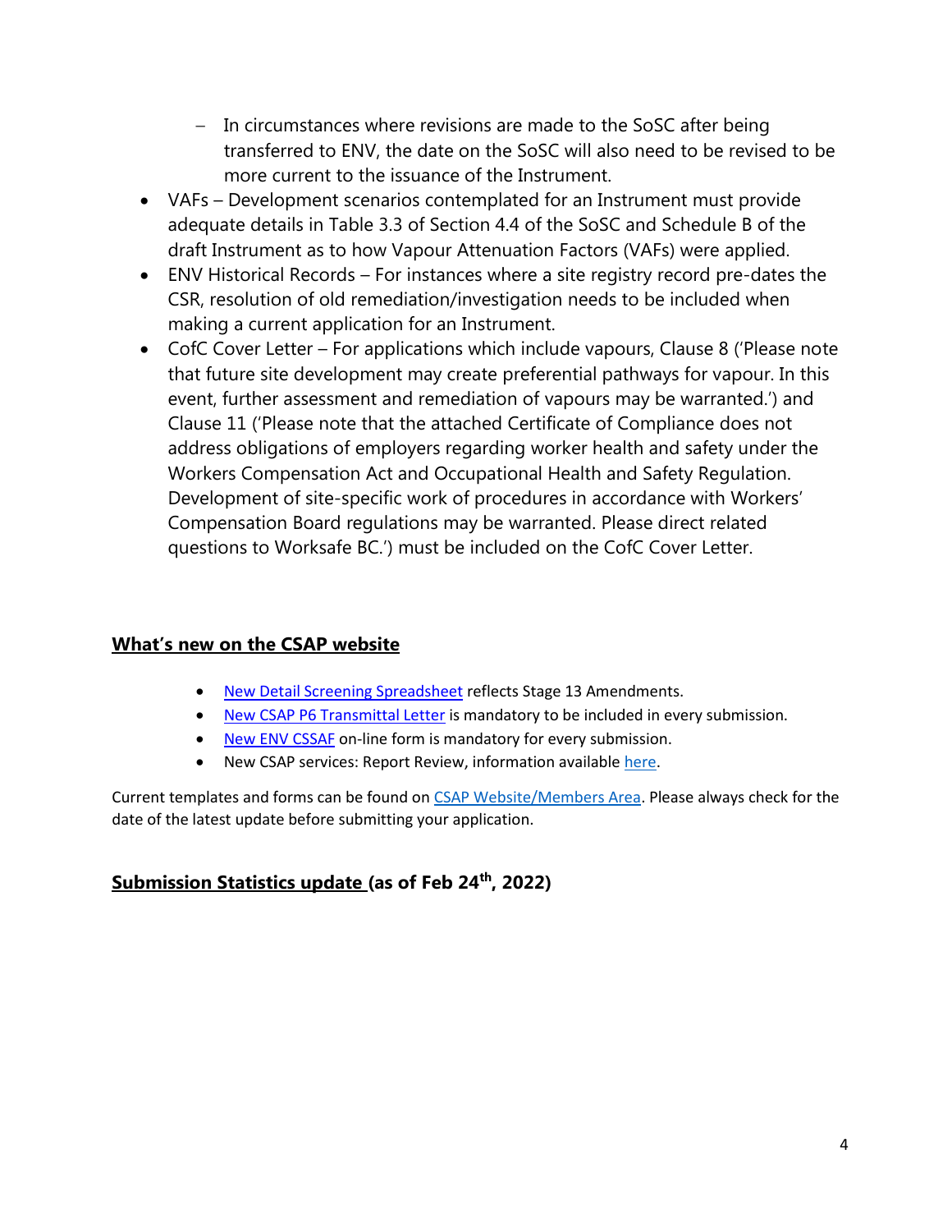- In circumstances where revisions are made to the SoSC after being transferred to ENV, the date on the SoSC will also need to be revised to be more current to the issuance of the Instrument.
- VAFs – Development scenarios contemplated for an Instrument must provide adequate details in Table 3.3 of Section 4.4 of the SoSC and Schedule B of the draft Instrument as to how Vapour Attenuation Factors (VAFs) were applied.
- ENV Historical Records – For instances where a site registry record pre-dates the CSR, resolution of old remediation/investigation needs to be included when making a current application for an Instrument.
- CofC Cover Letter – For applications which include vapours, Clause 8 ('Please note that future site development may create preferential pathways for vapour. In this event, further assessment and remediation of vapours may be warranted.') and Clause 11 ('Please note that the attached Certificate of Compliance does not address obligations of employers regarding worker health and safety under the Workers Compensation Act and Occupational Health and Safety Regulation. Development of site-specific work of procedures in accordance with Workers' Compensation Board regulations may be warranted. Please direct related questions to Worksafe BC.') must be included on the CofC Cover Letter.

## What's new on the CSAP website

- New Detail Screening Spreadsheet reflects Stage 13 Amendments.
- New CSAP P6 Transmittal Letter is mandatory to be included in every submission.
- New ENV CSSAF on-line form is mandatory for every submission.
- New CSAP services: Report Review, information available here.

Current templates and forms can be found on CSAP Website/Members Area. Please always check for the date of the latest update before submitting your application.

## Submission Statistics update (as of Feb 24th, 2022)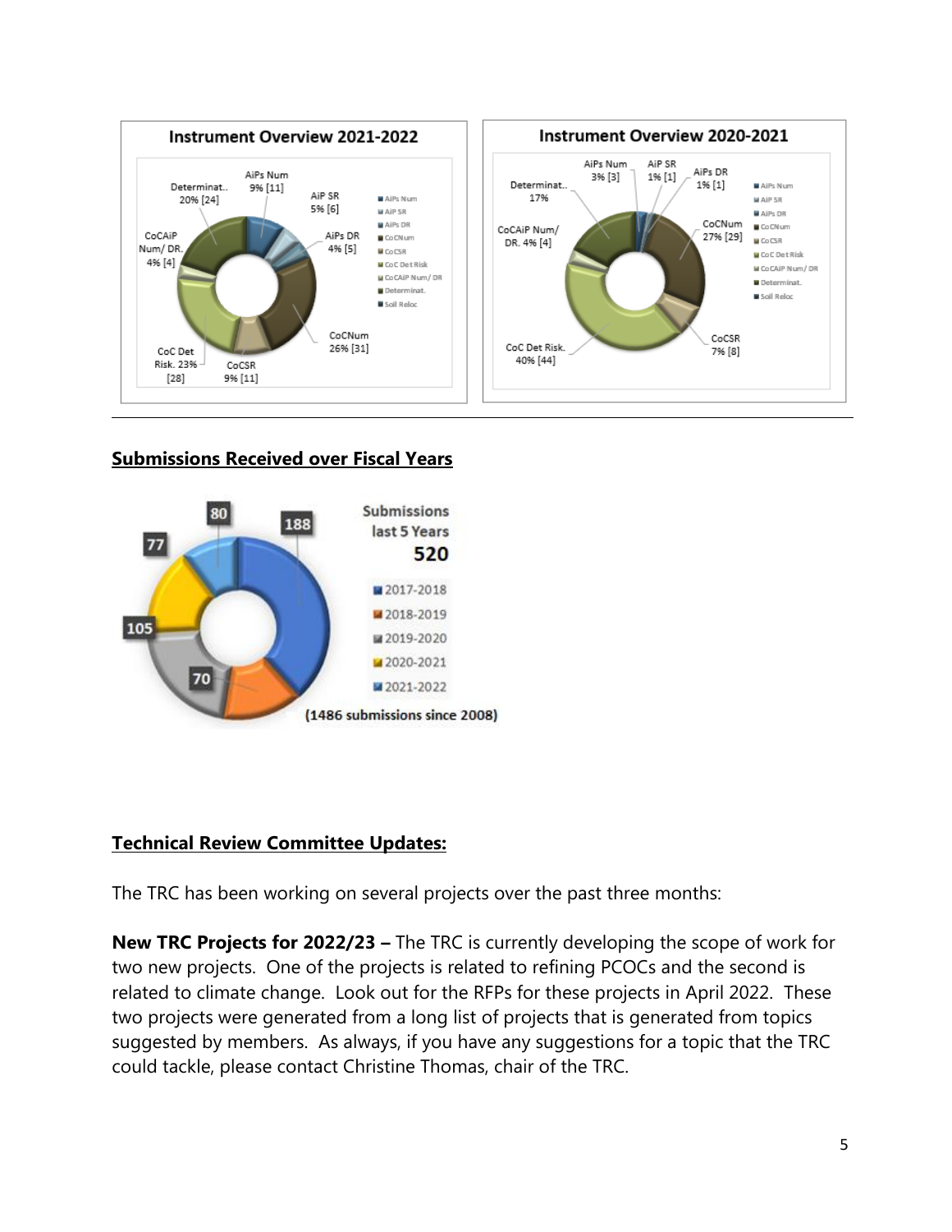**Instrument Overview 2021-2022**

- AiPs Num 9% [11]
- AiP SR 5% [6]
- AiPs DR 4% [5]
- CoCNum 26% [31]
- CoCSR 9% [11]
- CoC Det Risk. 23% [28]
- CoCAiP Num/ DR. 4% [4]
- Determinat.. 20% [24]

**Instrument Overview 2020-2021**

- AiPs Num 3% [3]
- AiP SR 1% [1]
- AiPs DR 1% [1]
- CoCNum 27% [29]
- CoCSR 7% [8]
- CoC Det Risk. 40% [44]
- CoCAiP Num/ DR. 4% [4]
- Determinat.. 17%

---

## Submissions Received over Fiscal Years

Submissions last 5 Years **520**

- 2017-2018: 188
- 2018-2019: 70
- 2019-2020: 105
- 2020-2021: 77
- 2021-2022: 80

(1486 submissions since 2008)

## Technical Review Committee Updates:

The TRC has been working on several projects over the past three months:

**New TRC Projects for 2022/23 –** The TRC is currently developing the scope of work for two new projects. One of the projects is related to refining PCOCs and the second is related to climate change. Look out for the RFPs for these projects in April 2022. These two projects were generated from a long list of projects that is generated from topics suggested by members. As always, if you have any suggestions for a topic that the TRC could tackle, please contact Christine Thomas, chair of the TRC.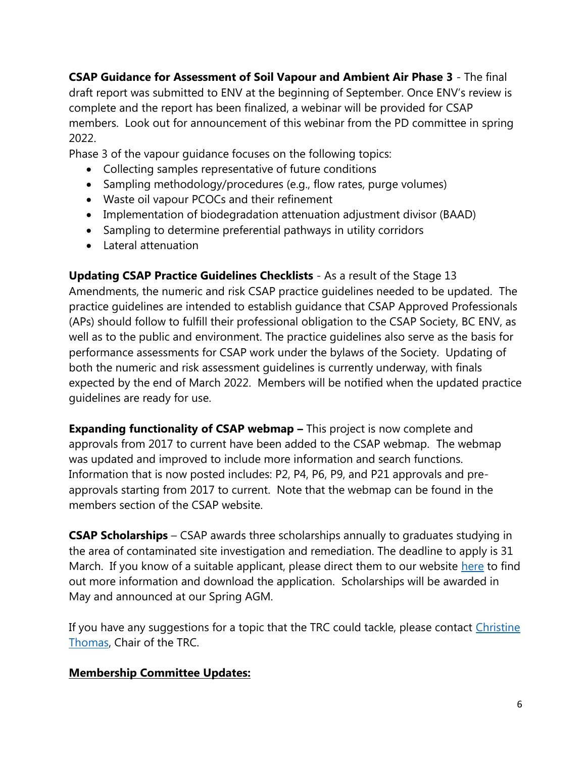**CSAP Guidance for Assessment of Soil Vapour and Ambient Air Phase 3** - The final draft report was submitted to ENV at the beginning of September. Once ENV's review is complete and the report has been finalized, a webinar will be provided for CSAP members. Look out for announcement of this webinar from the PD committee in spring 2022.

Phase 3 of the vapour guidance focuses on the following topics:

- Collecting samples representative of future conditions
- Sampling methodology/procedures (e.g., flow rates, purge volumes)
- Waste oil vapour PCOCs and their refinement
- Implementation of biodegradation attenuation adjustment divisor (BAAD)
- Sampling to determine preferential pathways in utility corridors
- Lateral attenuation

**Updating CSAP Practice Guidelines Checklists** - As a result of the Stage 13 Amendments, the numeric and risk CSAP practice guidelines needed to be updated. The practice guidelines are intended to establish guidance that CSAP Approved Professionals (APs) should follow to fulfill their professional obligation to the CSAP Society, BC ENV, as well as to the public and environment. The practice guidelines also serve as the basis for performance assessments for CSAP work under the bylaws of the Society. Updating of both the numeric and risk assessment guidelines is currently underway, with finals expected by the end of March 2022. Members will be notified when the updated practice guidelines are ready for use.

**Expanding functionality of CSAP webmap –** This project is now complete and approvals from 2017 to current have been added to the CSAP webmap. The webmap was updated and improved to include more information and search functions. Information that is now posted includes: P2, P4, P6, P9, and P21 approvals and pre-approvals starting from 2017 to current. Note that the webmap can be found in the members section of the CSAP website.

**CSAP Scholarships** – CSAP awards three scholarships annually to graduates studying in the area of contaminated site investigation and remediation. The deadline to apply is 31 March. If you know of a suitable applicant, please direct them to our website here to find out more information and download the application. Scholarships will be awarded in May and announced at our Spring AGM.

If you have any suggestions for a topic that the TRC could tackle, please contact Christine Thomas, Chair of the TRC.

**Membership Committee Updates:**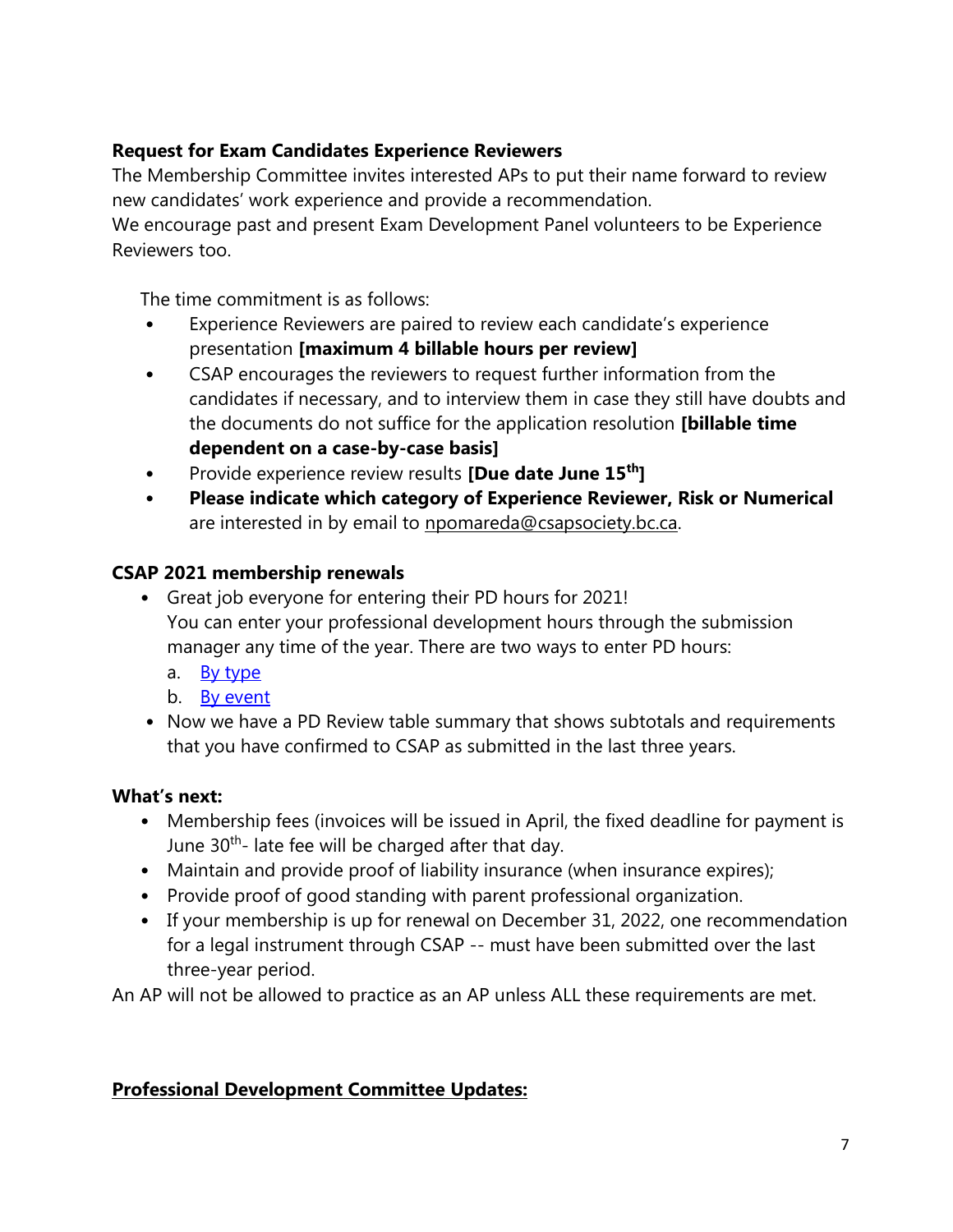**Request for Exam Candidates Experience Reviewers**

The Membership Committee invites interested APs to put their name forward to review new candidates' work experience and provide a recommendation.

We encourage past and present Exam Development Panel volunteers to be Experience Reviewers too.

The time commitment is as follows:

- Experience Reviewers are paired to review each candidate's experience presentation **[maximum 4 billable hours per review]**
- CSAP encourages the reviewers to request further information from the candidates if necessary, and to interview them in case they still have doubts and the documents do not suffice for the application resolution **[billable time dependent on a case-by-case basis]**
- Provide experience review results **[Due date June 15th]**
- **Please indicate which category of Experience Reviewer, Risk or Numerical** are interested in by email to npomareda@csapsociety.bc.ca.

**CSAP 2021 membership renewals**

- Great job everyone for entering their PD hours for 2021!
  You can enter your professional development hours through the submission manager any time of the year. There are two ways to enter PD hours:
  a. By type
  b. By event
- Now we have a PD Review table summary that shows subtotals and requirements that you have confirmed to CSAP as submitted in the last three years.

**What's next:**

- Membership fees (invoices will be issued in April, the fixed deadline for payment is June 30th- late fee will be charged after that day.
- Maintain and provide proof of liability insurance (when insurance expires);
- Provide proof of good standing with parent professional organization.
- If your membership is up for renewal on December 31, 2022, one recommendation for a legal instrument through CSAP -- must have been submitted over the last three-year period.

An AP will not be allowed to practice as an AP unless ALL these requirements are met.

**Professional Development Committee Updates:**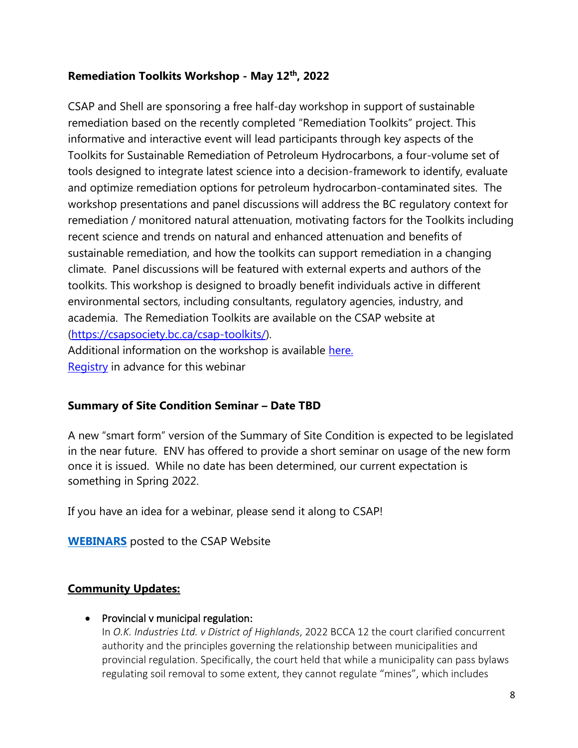**Remediation Toolkits Workshop - May 12th, 2022**

CSAP and Shell are sponsoring a free half-day workshop in support of sustainable remediation based on the recently completed "Remediation Toolkits" project. This informative and interactive event will lead participants through key aspects of the Toolkits for Sustainable Remediation of Petroleum Hydrocarbons, a four-volume set of tools designed to integrate latest science into a decision-framework to identify, evaluate and optimize remediation options for petroleum hydrocarbon-contaminated sites. The workshop presentations and panel discussions will address the BC regulatory context for remediation / monitored natural attenuation, motivating factors for the Toolkits including recent science and trends on natural and enhanced attenuation and benefits of sustainable remediation, and how the toolkits can support remediation in a changing climate. Panel discussions will be featured with external experts and authors of the toolkits. This workshop is designed to broadly benefit individuals active in different environmental sectors, including consultants, regulatory agencies, industry, and academia. The Remediation Toolkits are available on the CSAP website at (https://csapsociety.bc.ca/csap-toolkits/).

Additional information on the workshop is available here.

Registry in advance for this webinar

**Summary of Site Condition Seminar – Date TBD**

A new "smart form" version of the Summary of Site Condition is expected to be legislated in the near future. ENV has offered to provide a short seminar on usage of the new form once it is issued. While no date has been determined, our current expectation is something in Spring 2022.

If you have an idea for a webinar, please send it along to CSAP!

**WEBINARS** posted to the CSAP Website

**Community Updates:**

- Provincial v municipal regulation:
  In *O.K. Industries Ltd. v District of Highlands*, 2022 BCCA 12 the court clarified concurrent authority and the principles governing the relationship between municipalities and provincial regulation. Specifically, the court held that while a municipality can pass bylaws regulating soil removal to some extent, they cannot regulate "mines", which includes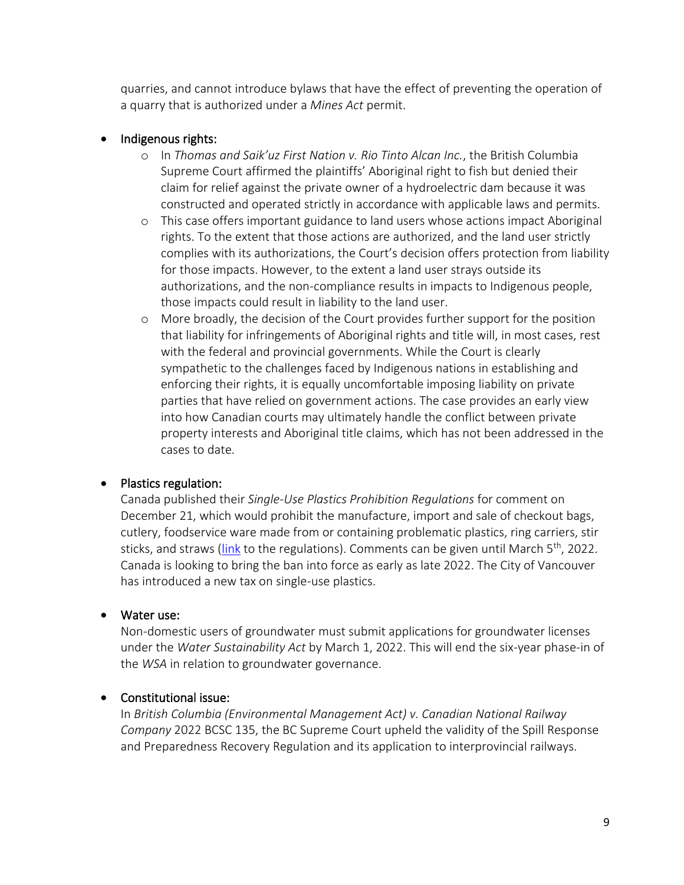quarries, and cannot introduce bylaws that have the effect of preventing the operation of a quarry that is authorized under a *Mines Act* permit.

- Indigenous rights:
  - In *Thomas and Saik'uz First Nation v. Rio Tinto Alcan Inc.*, the British Columbia Supreme Court affirmed the plaintiffs' Aboriginal right to fish but denied their claim for relief against the private owner of a hydroelectric dam because it was constructed and operated strictly in accordance with applicable laws and permits.
  - This case offers important guidance to land users whose actions impact Aboriginal rights. To the extent that those actions are authorized, and the land user strictly complies with its authorizations, the Court's decision offers protection from liability for those impacts. However, to the extent a land user strays outside its authorizations, and the non-compliance results in impacts to Indigenous people, those impacts could result in liability to the land user.
  - More broadly, the decision of the Court provides further support for the position that liability for infringements of Aboriginal rights and title will, in most cases, rest with the federal and provincial governments. While the Court is clearly sympathetic to the challenges faced by Indigenous nations in establishing and enforcing their rights, it is equally uncomfortable imposing liability on private parties that have relied on government actions. The case provides an early view into how Canadian courts may ultimately handle the conflict between private property interests and Aboriginal title claims, which has not been addressed in the cases to date.

- Plastics regulation:

  Canada published their *Single-Use Plastics Prohibition Regulations* for comment on December 21, which would prohibit the manufacture, import and sale of checkout bags, cutlery, foodservice ware made from or containing problematic plastics, ring carriers, stir sticks, and straws (link to the regulations). Comments can be given until March 5th, 2022. Canada is looking to bring the ban into force as early as late 2022. The City of Vancouver has introduced a new tax on single-use plastics.

- Water use:

  Non-domestic users of groundwater must submit applications for groundwater licenses under the *Water Sustainability Act* by March 1, 2022. This will end the six-year phase-in of the *WSA* in relation to groundwater governance.

- Constitutional issue:

  In *British Columbia (Environmental Management Act) v. Canadian National Railway Company* 2022 BCSC 135, the BC Supreme Court upheld the validity of the Spill Response and Preparedness Recovery Regulation and its application to interprovincial railways.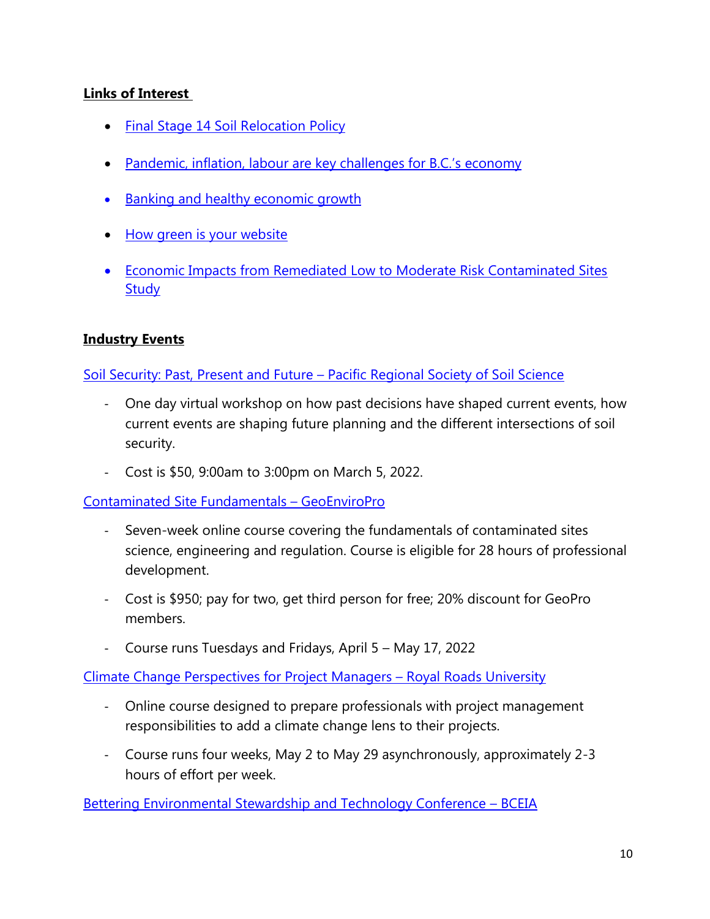**Links of Interest**

- Final Stage 14 Soil Relocation Policy
- Pandemic, inflation, labour are key challenges for B.C.'s economy
- Banking and healthy economic growth
- How green is your website
- Economic Impacts from Remediated Low to Moderate Risk Contaminated Sites Study

**Industry Events**

Soil Security: Past, Present and Future – Pacific Regional Society of Soil Science

- One day virtual workshop on how past decisions have shaped current events, how current events are shaping future planning and the different intersections of soil security.
- Cost is $50, 9:00am to 3:00pm on March 5, 2022.

Contaminated Site Fundamentals – GeoEnviroPro

- Seven-week online course covering the fundamentals of contaminated sites science, engineering and regulation. Course is eligible for 28 hours of professional development.
- Cost is $950; pay for two, get third person for free; 20% discount for GeoPro members.
- Course runs Tuesdays and Fridays, April 5 – May 17, 2022

Climate Change Perspectives for Project Managers – Royal Roads University

- Online course designed to prepare professionals with project management responsibilities to add a climate change lens to their projects.
- Course runs four weeks, May 2 to May 29 asynchronously, approximately 2-3 hours of effort per week.

Bettering Environmental Stewardship and Technology Conference – BCEIA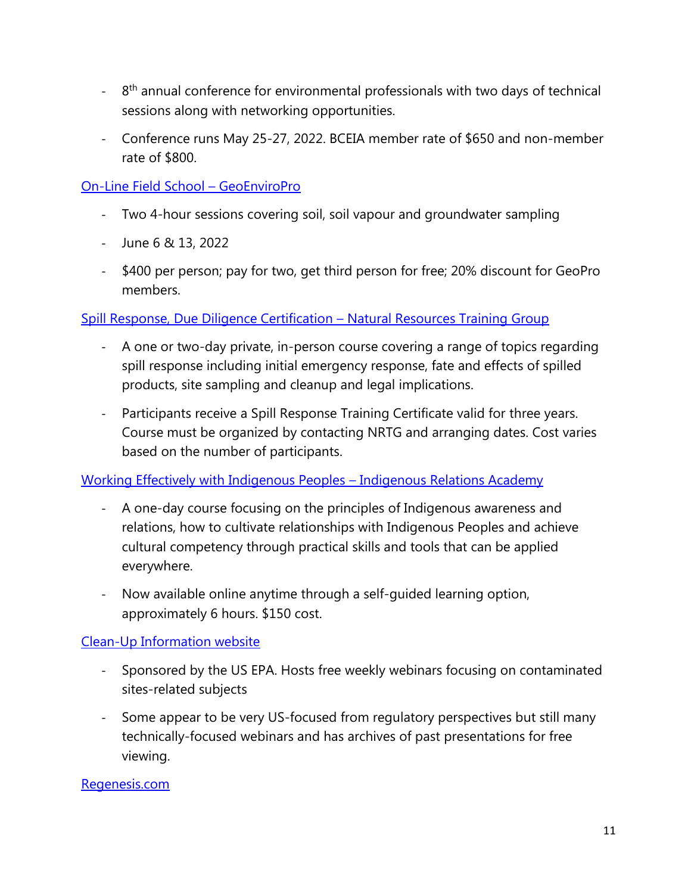- 8th annual conference for environmental professionals with two days of technical sessions along with networking opportunities.
- Conference runs May 25-27, 2022. BCEIA member rate of $650 and non-member rate of $800.

[On-Line Field School – GeoEnviroPro]

- Two 4-hour sessions covering soil, soil vapour and groundwater sampling
- June 6 & 13, 2022
- $400 per person; pay for two, get third person for free; 20% discount for GeoPro members.

[Spill Response, Due Diligence Certification – Natural Resources Training Group]

- A one or two-day private, in-person course covering a range of topics regarding spill response including initial emergency response, fate and effects of spilled products, site sampling and cleanup and legal implications.
- Participants receive a Spill Response Training Certificate valid for three years. Course must be organized by contacting NRTG and arranging dates. Cost varies based on the number of participants.

[Working Effectively with Indigenous Peoples – Indigenous Relations Academy]

- A one-day course focusing on the principles of Indigenous awareness and relations, how to cultivate relationships with Indigenous Peoples and achieve cultural competency through practical skills and tools that can be applied everywhere.
- Now available online anytime through a self-guided learning option, approximately 6 hours. $150 cost.

[Clean-Up Information website]

- Sponsored by the US EPA. Hosts free weekly webinars focusing on contaminated sites-related subjects
- Some appear to be very US-focused from regulatory perspectives but still many technically-focused webinars and has archives of past presentations for free viewing.

[Regenesis.com]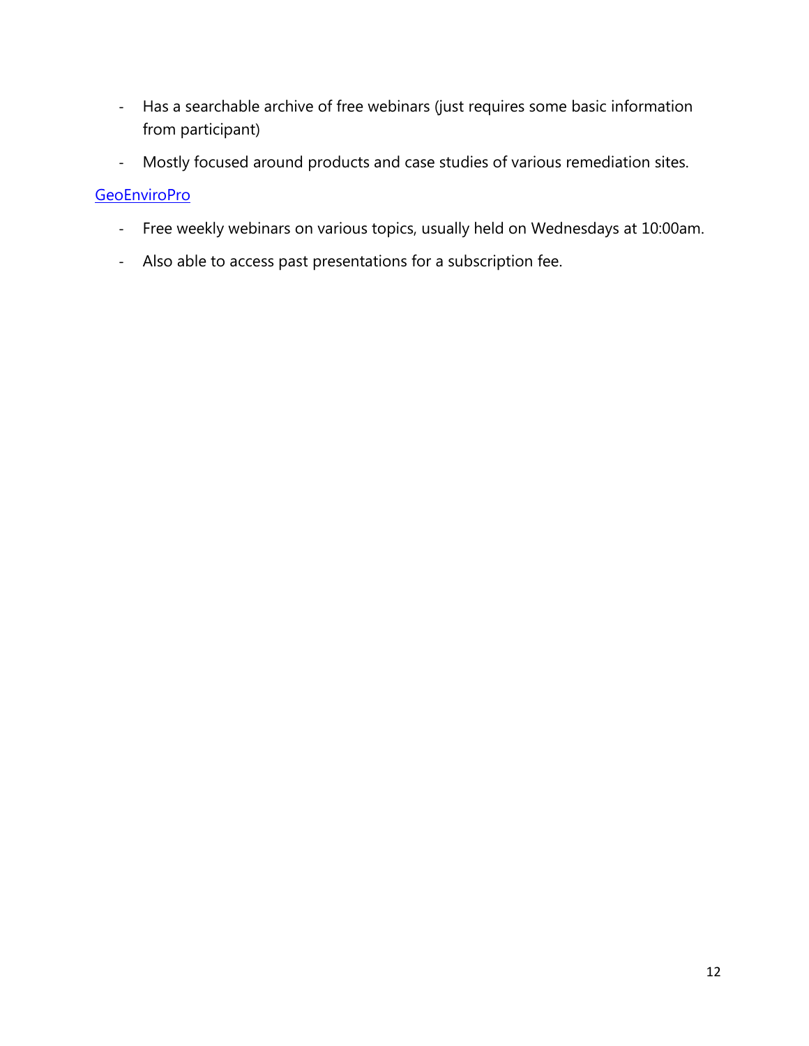- Has a searchable archive of free webinars (just requires some basic information from participant)
- Mostly focused around products and case studies of various remediation sites.

GeoEnviroPro

- Free weekly webinars on various topics, usually held on Wednesdays at 10:00am.
- Also able to access past presentations for a subscription fee.